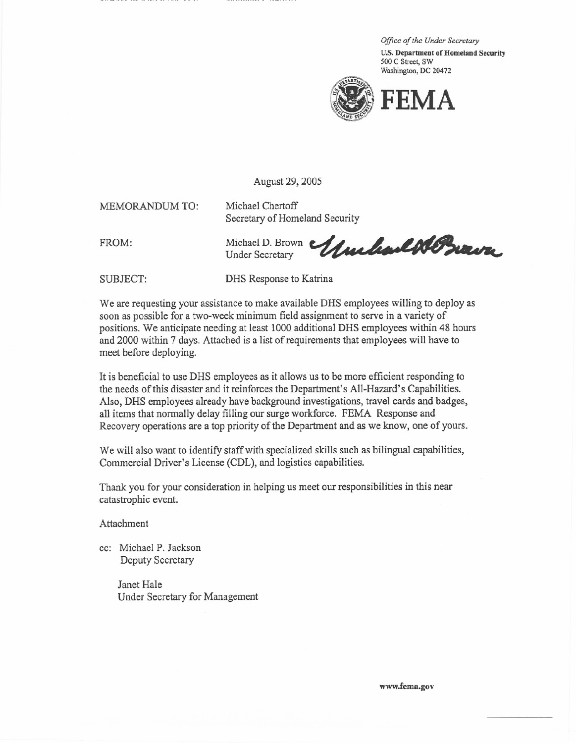*Office of the Under Secretary*
**U.S. Department of Homeland Security**
500 C Street, SW
Washington, DC 20472

**FEMA**

August 29, 2005

MEMORANDUM TO: Michael Chertoff
Secretary of Homeland Security

FROM: Michael D. Brown
Under Secretary

SUBJECT: DHS Response to Katrina

We are requesting your assistance to make available DHS employees willing to deploy as soon as possible for a two-week minimum field assignment to serve in a variety of positions. We anticipate needing at least 1000 additional DHS employees within 48 hours and 2000 within 7 days. Attached is a list of requirements that employees will have to meet before deploying.

It is beneficial to use DHS employees as it allows us to be more efficient responding to the needs of this disaster and it reinforces the Department's All-Hazard's Capabilities. Also, DHS employees already have background investigations, travel cards and badges, all items that normally delay filling our surge workforce. FEMA Response and Recovery operations are a top priority of the Department and as we know, one of yours.

We will also want to identify staff with specialized skills such as bilingual capabilities, Commercial Driver's License (CDL), and logistics capabilities.

Thank you for your consideration in helping us meet our responsibilities in this near catastrophic event.

Attachment

cc: Michael P. Jackson
Deputy Secretary

Janet Hale
Under Secretary for Management

www.fema.gov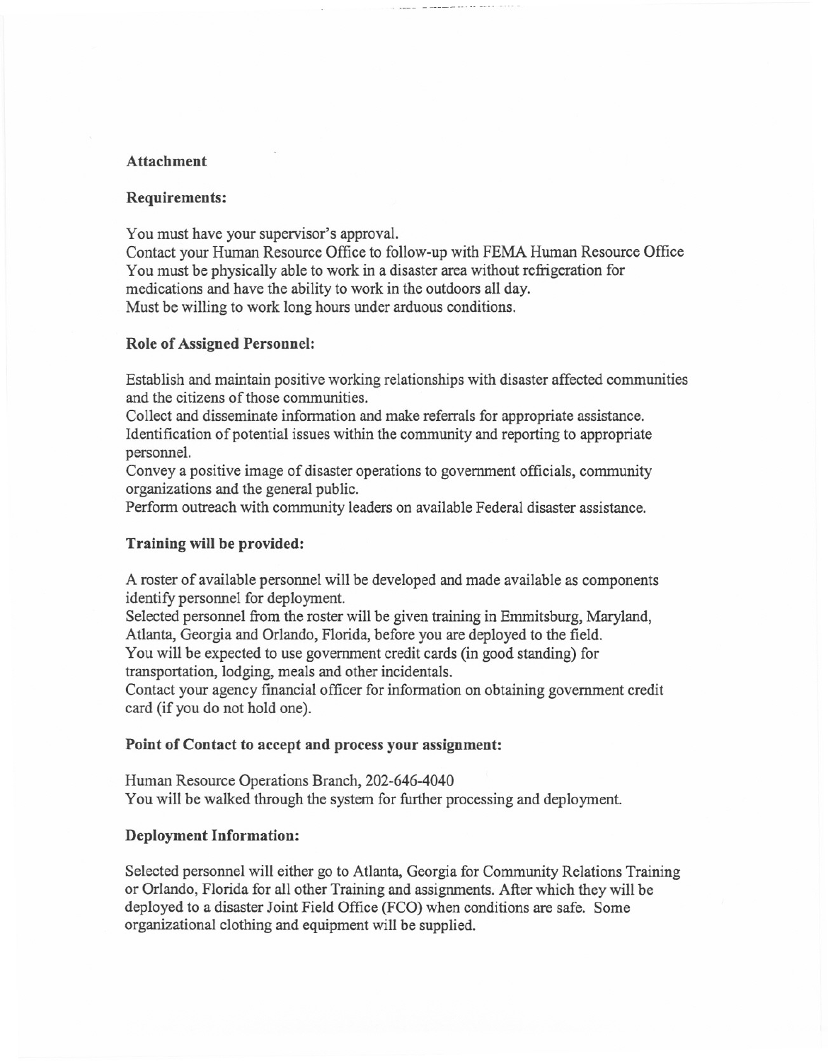**Attachment**

**Requirements:**

You must have your supervisor's approval.
Contact your Human Resource Office to follow-up with FEMA Human Resource Office
You must be physically able to work in a disaster area without refrigeration for medications and have the ability to work in the outdoors all day.
Must be willing to work long hours under arduous conditions.

**Role of Assigned Personnel:**

Establish and maintain positive working relationships with disaster affected communities and the citizens of those communities.
Collect and disseminate information and make referrals for appropriate assistance.
Identification of potential issues within the community and reporting to appropriate personnel.
Convey a positive image of disaster operations to government officials, community organizations and the general public.
Perform outreach with community leaders on available Federal disaster assistance.

**Training will be provided:**

A roster of available personnel will be developed and made available as components identify personnel for deployment.
Selected personnel from the roster will be given training in Emmitsburg, Maryland, Atlanta, Georgia and Orlando, Florida, before you are deployed to the field.
You will be expected to use government credit cards (in good standing) for transportation, lodging, meals and other incidentals.
Contact your agency financial officer for information on obtaining government credit card (if you do not hold one).

**Point of Contact to accept and process your assignment:**

Human Resource Operations Branch, 202-646-4040
You will be walked through the system for further processing and deployment.

**Deployment Information:**

Selected personnel will either go to Atlanta, Georgia for Community Relations Training or Orlando, Florida for all other Training and assignments. After which they will be deployed to a disaster Joint Field Office (FCO) when conditions are safe. Some organizational clothing and equipment will be supplied.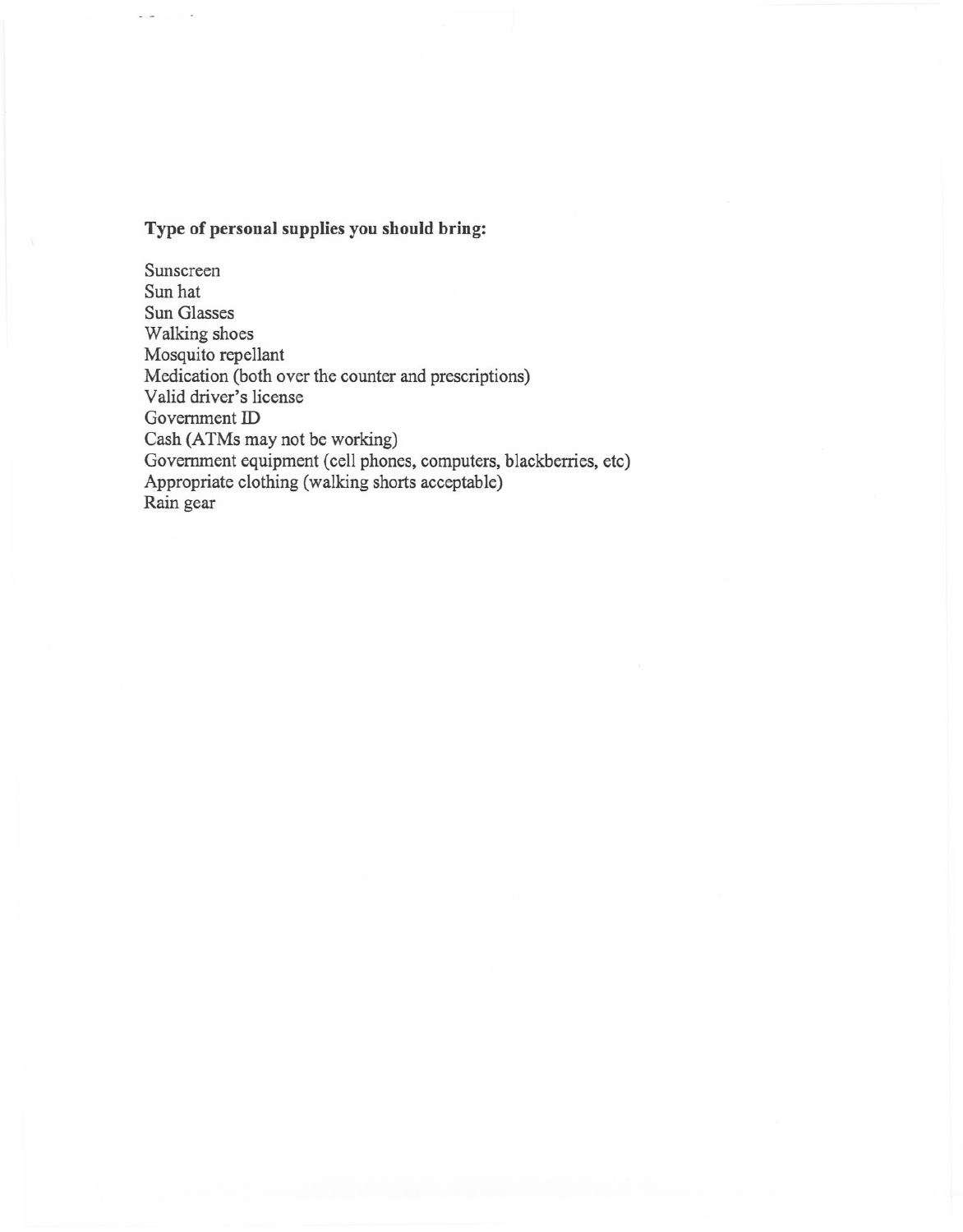**Type of personal supplies you should bring:**

Sunscreen
Sun hat
Sun Glasses
Walking shoes
Mosquito repellant
Medication (both over the counter and prescriptions)
Valid driver's license
Government ID
Cash (ATMs may not be working)
Government equipment (cell phones, computers, blackberries, etc)
Appropriate clothing (walking shorts acceptable)
Rain gear